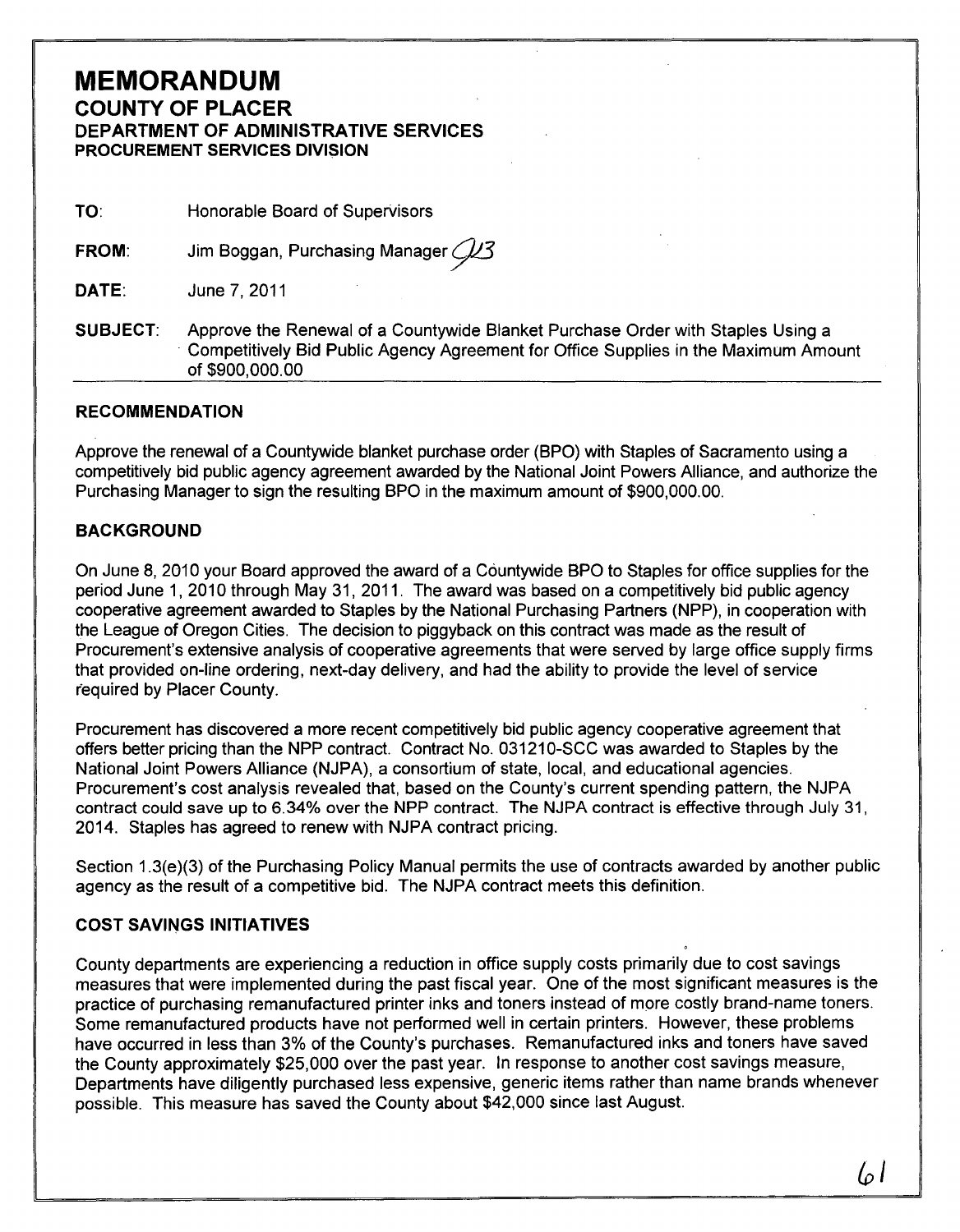# MEMORANDUM

## COUNTY OF PLACER

### DEPARTMENT OF ADMINISTRATIVE SERVICES

### PROCUREMENT SERVICES DIVISION

**TO:** Honorable Board of Supervisors

**FROM:** Jim Boggan, Purchasing Manager

**DATE:** June 7, 2011

**SUBJECT:** Approve the Renewal of a Countywide Blanket Purchase Order with Staples Using a Competitively Bid Public Agency Agreement for Office Supplies in the Maximum Amount of $900,000.00

---

### RECOMMENDATION

Approve the renewal of a Countywide blanket purchase order (BPO) with Staples of Sacramento using a competitively bid public agency agreement awarded by the National Joint Powers Alliance, and authorize the Purchasing Manager to sign the resulting BPO in the maximum amount of $900,000.00.

### BACKGROUND

On June 8, 2010 your Board approved the award of a Countywide BPO to Staples for office supplies for the period June 1, 2010 through May 31, 2011. The award was based on a competitively bid public agency cooperative agreement awarded to Staples by the National Purchasing Partners (NPP), in cooperation with the League of Oregon Cities. The decision to piggyback on this contract was made as the result of Procurement's extensive analysis of cooperative agreements that were served by large office supply firms that provided on-line ordering, next-day delivery, and had the ability to provide the level of service required by Placer County.

Procurement has discovered a more recent competitively bid public agency cooperative agreement that offers better pricing than the NPP contract. Contract No. 031210-SCC was awarded to Staples by the National Joint Powers Alliance (NJPA), a consortium of state, local, and educational agencies. Procurement's cost analysis revealed that, based on the County's current spending pattern, the NJPA contract could save up to 6.34% over the NPP contract. The NJPA contract is effective through July 31, 2014. Staples has agreed to renew with NJPA contract pricing.

Section 1.3(e)(3) of the Purchasing Policy Manual permits the use of contracts awarded by another public agency as the result of a competitive bid. The NJPA contract meets this definition.

### COST SAVINGS INITIATIVES

County departments are experiencing a reduction in office supply costs primarily due to cost savings measures that were implemented during the past fiscal year. One of the most significant measures is the practice of purchasing remanufactured printer inks and toners instead of more costly brand-name toners. Some remanufactured products have not performed well in certain printers. However, these problems have occurred in less than 3% of the County's purchases. Remanufactured inks and toners have saved the County approximately $25,000 over the past year. In response to another cost savings measure, Departments have diligently purchased less expensive, generic items rather than name brands whenever possible. This measure has saved the County about $42,000 since last August.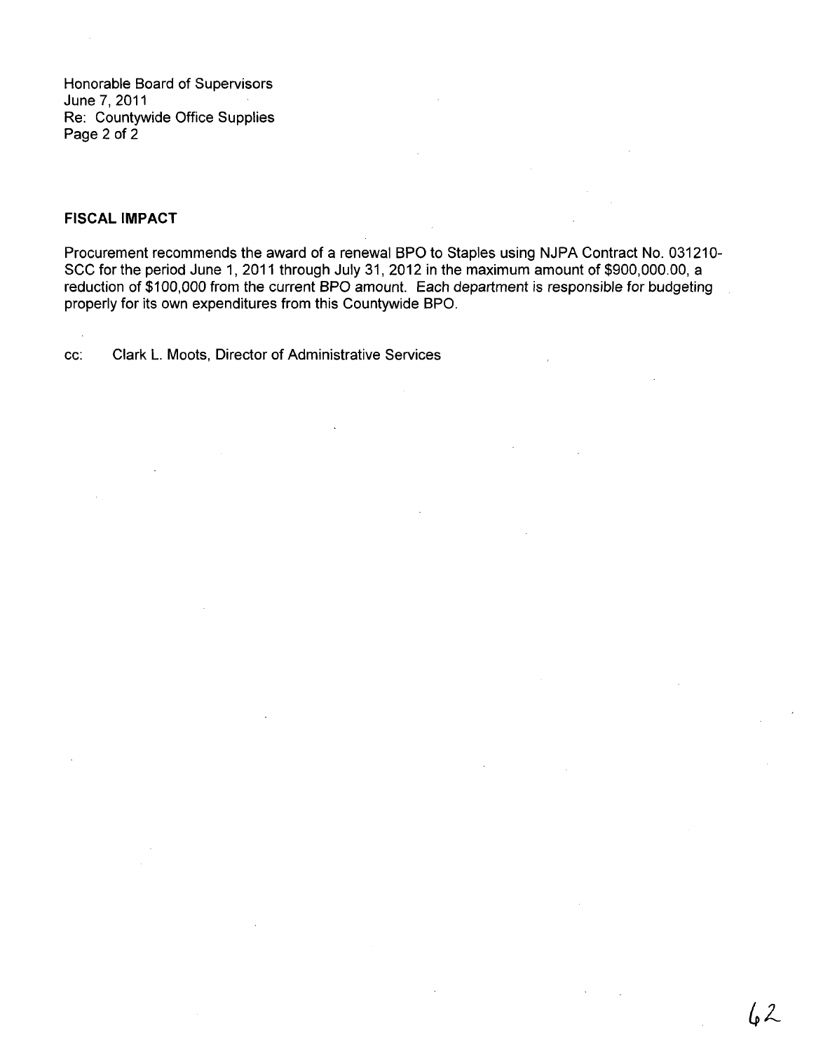## FISCAL IMPACT

Procurement recommends the award of a renewal BPO to Staples using NJPA Contract No. 031210-SCC for the period June 1, 2011 through July 31, 2012 in the maximum amount of $900,000.00, a reduction of $100,000 from the current BPO amount. Each department is responsible for budgeting properly for its own expenditures from this Countywide BPO.

cc: Clark L. Moots, Director of Administrative Services